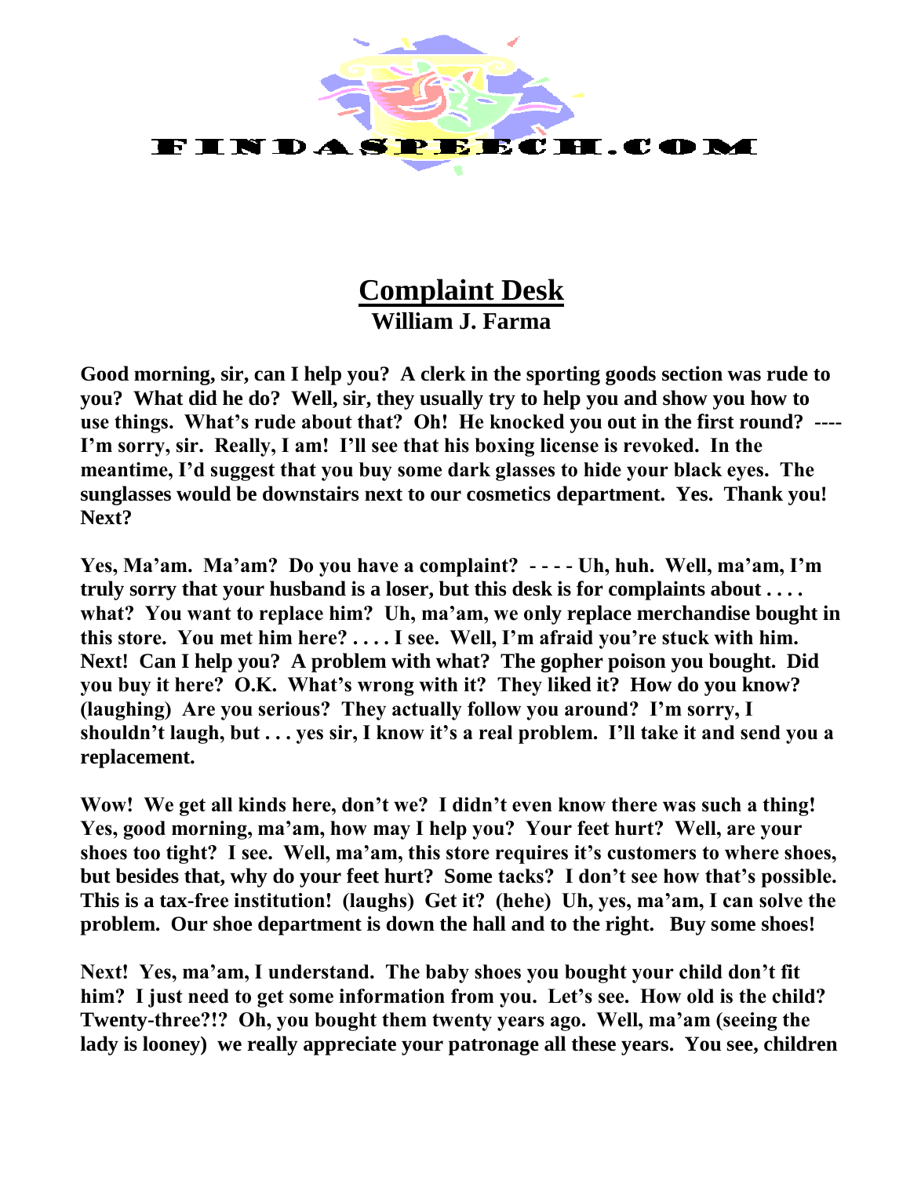# Complaint Desk

**William J. Farma**

**Good morning, sir, can I help you? A clerk in the sporting goods section was rude to you? What did he do? Well, sir, they usually try to help you and show you how to use things. What's rude about that? Oh! He knocked you out in the first round? ---- I'm sorry, sir. Really, I am! I'll see that his boxing license is revoked. In the meantime, I'd suggest that you buy some dark glasses to hide your black eyes. The sunglasses would be downstairs next to our cosmetics department. Yes. Thank you! Next?**

**Yes, Ma'am. Ma'am? Do you have a complaint? - - - - Uh, huh. Well, ma'am, I'm truly sorry that your husband is a loser, but this desk is for complaints about . . . . what? You want to replace him? Uh, ma'am, we only replace merchandise bought in this store. You met him here? . . . . I see. Well, I'm afraid you're stuck with him. Next! Can I help you? A problem with what? The gopher poison you bought. Did you buy it here? O.K. What's wrong with it? They liked it? How do you know? (laughing) Are you serious? They actually follow you around? I'm sorry, I shouldn't laugh, but . . . yes sir, I know it's a real problem. I'll take it and send you a replacement.**

**Wow! We get all kinds here, don't we? I didn't even know there was such a thing! Yes, good morning, ma'am, how may I help you? Your feet hurt? Well, are your shoes too tight? I see. Well, ma'am, this store requires it's customers to where shoes, but besides that, why do your feet hurt? Some tacks? I don't see how that's possible. This is a tax-free institution! (laughs) Get it? (hehe) Uh, yes, ma'am, I can solve the problem. Our shoe department is down the hall and to the right. Buy some shoes!**

**Next! Yes, ma'am, I understand. The baby shoes you bought your child don't fit him? I just need to get some information from you. Let's see. How old is the child? Twenty-three?!? Oh, you bought them twenty years ago. Well, ma'am (seeing the lady is looney) we really appreciate your patronage all these years. You see, children**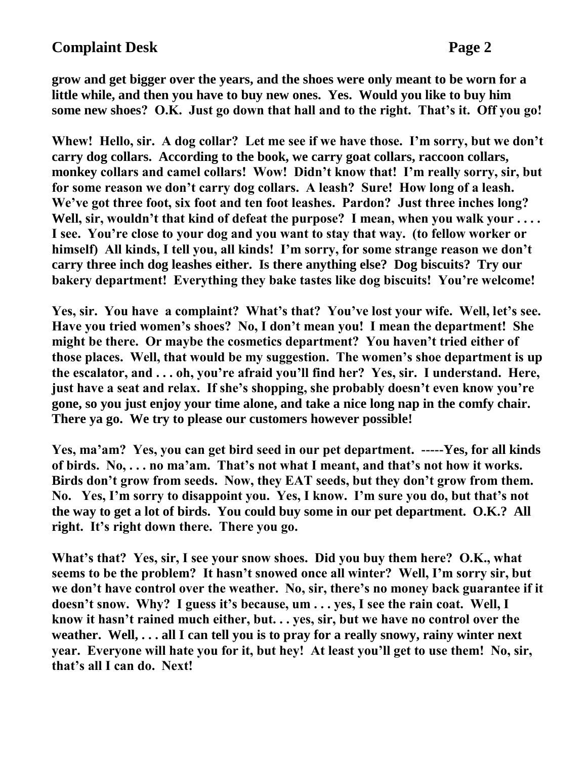**grow and get bigger over the years, and the shoes were only meant to be worn for a little while, and then you have to buy new ones. Yes. Would you like to buy him some new shoes? O.K. Just go down that hall and to the right. That's it. Off you go!**

**Whew! Hello, sir. A dog collar? Let me see if we have those. I'm sorry, but we don't carry dog collars. According to the book, we carry goat collars, raccoon collars, monkey collars and camel collars! Wow! Didn't know that! I'm really sorry, sir, but for some reason we don't carry dog collars. A leash? Sure! How long of a leash. We've got three foot, six foot and ten foot leashes. Pardon? Just three inches long? Well, sir, wouldn't that kind of defeat the purpose? I mean, when you walk your . . . . I see. You're close to your dog and you want to stay that way. (to fellow worker or himself) All kinds, I tell you, all kinds! I'm sorry, for some strange reason we don't carry three inch dog leashes either. Is there anything else? Dog biscuits? Try our bakery department! Everything they bake tastes like dog biscuits! You're welcome!**

**Yes, sir. You have a complaint? What's that? You've lost your wife. Well, let's see. Have you tried women's shoes? No, I don't mean you! I mean the department! She might be there. Or maybe the cosmetics department? You haven't tried either of those places. Well, that would be my suggestion. The women's shoe department is up the escalator, and . . . oh, you're afraid you'll find her? Yes, sir. I understand. Here, just have a seat and relax. If she's shopping, she probably doesn't even know you're gone, so you just enjoy your time alone, and take a nice long nap in the comfy chair. There ya go. We try to please our customers however possible!**

**Yes, ma'am? Yes, you can get bird seed in our pet department. -----Yes, for all kinds of birds. No, . . . no ma'am. That's not what I meant, and that's not how it works. Birds don't grow from seeds. Now, they EAT seeds, but they don't grow from them. No. Yes, I'm sorry to disappoint you. Yes, I know. I'm sure you do, but that's not the way to get a lot of birds. You could buy some in our pet department. O.K.? All right. It's right down there. There you go.**

**What's that? Yes, sir, I see your snow shoes. Did you buy them here? O.K., what seems to be the problem? It hasn't snowed once all winter? Well, I'm sorry sir, but we don't have control over the weather. No, sir, there's no money back guarantee if it doesn't snow. Why? I guess it's because, um . . . yes, I see the rain coat. Well, I know it hasn't rained much either, but. . . yes, sir, but we have no control over the weather. Well, . . . all I can tell you is to pray for a really snowy, rainy winter next year. Everyone will hate you for it, but hey! At least you'll get to use them! No, sir, that's all I can do. Next!**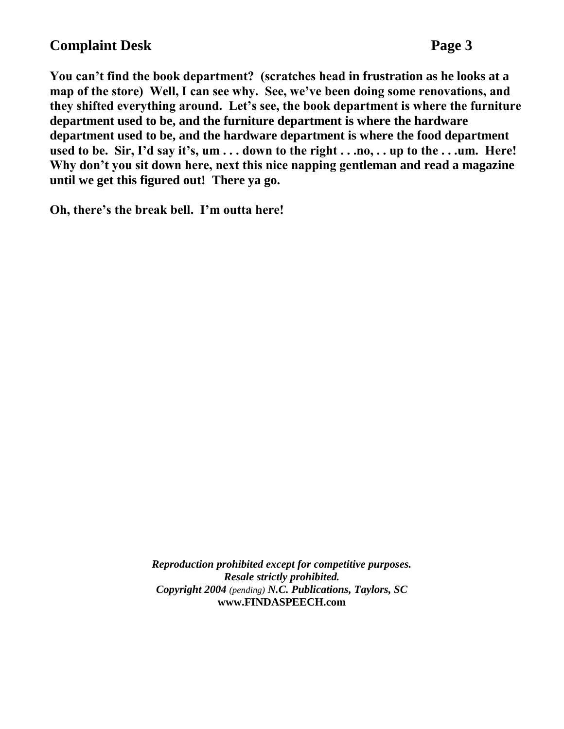**You can't find the book department? (scratches head in frustration as he looks at a map of the store) Well, I can see why. See, we've been doing some renovations, and they shifted everything around. Let's see, the book department is where the furniture department used to be, and the furniture department is where the hardware department used to be, and the hardware department is where the food department used to be. Sir, I'd say it's, um . . . down to the right . . .no, . . up to the . . .um. Here! Why don't you sit down here, next this nice napping gentleman and read a magazine until we get this figured out! There ya go.**

**Oh, there's the break bell. I'm outta here!**

***Reproduction prohibited except for competitive purposes.***
***Resale strictly prohibited.***
***Copyright 2004*** *(pending)* ***N.C. Publications, Taylors, SC***
**www.FINDASPEECH.com**